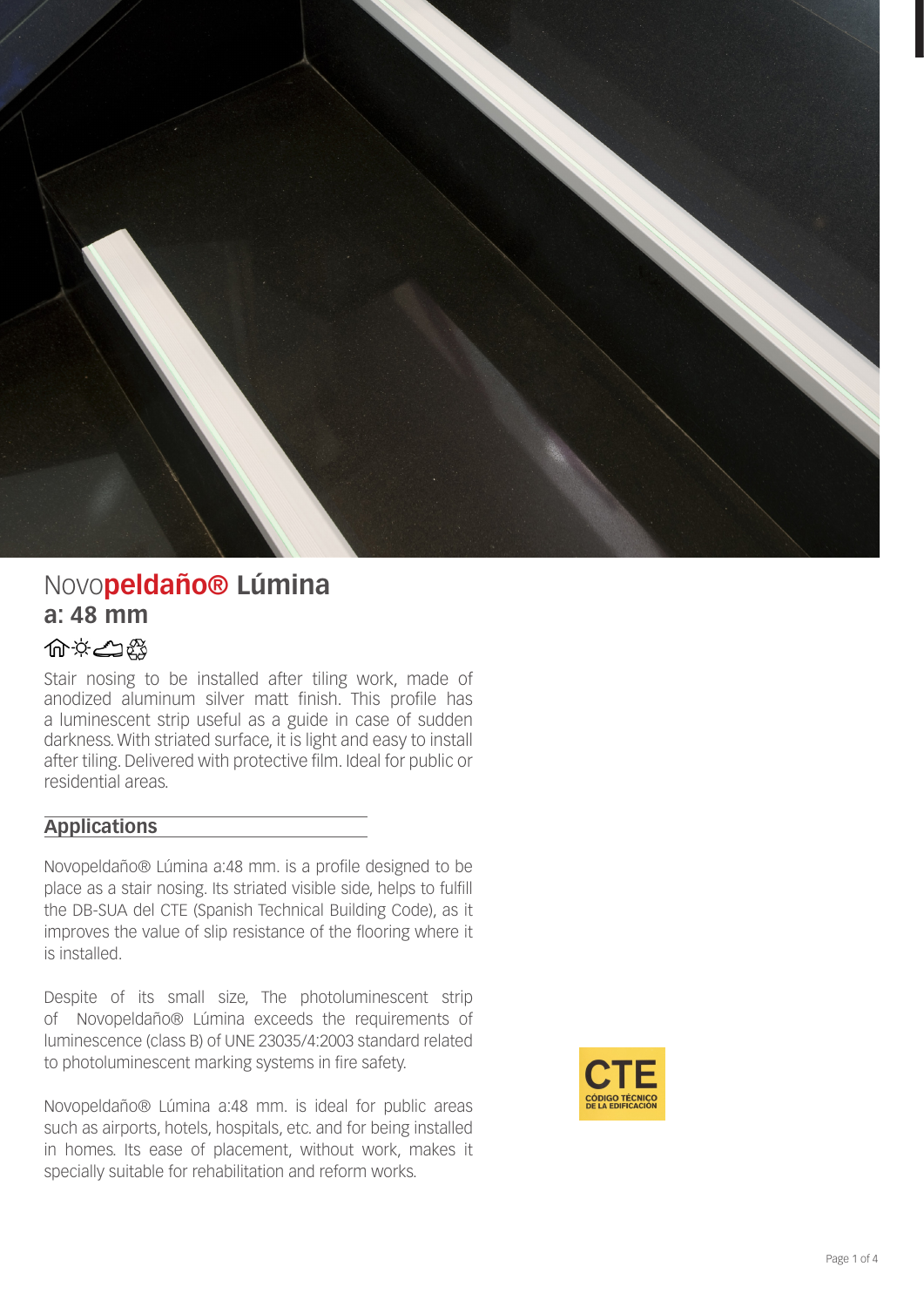# Novo**peldaño®** Lúmina
## a: 48 mm

Stair nosing to be installed after tiling work, made of anodized aluminum silver matt finish. This profile has a luminescent strip useful as a guide in case of sudden darkness. With striated surface, it is light and easy to install after tiling. Delivered with protective film. Ideal for public or residential areas.

## Applications

Novopeldaño® Lúmina a:48 mm. is a profile designed to be place as a stair nosing. Its striated visible side, helps to fulfill the DB-SUA del CTE (Spanish Technical Building Code), as it improves the value of slip resistance of the flooring where it is installed.

Despite of its small size, The photoluminescent strip of Novopeldaño® Lúmina exceeds the requirements of luminescence (class B) of UNE 23035/4:2003 standard related to photoluminescent marking systems in fire safety.

Novopeldaño® Lúmina a:48 mm. is ideal for public areas such as airports, hotels, hospitals, etc. and for being installed in homes. Its ease of placement, without work, makes it specially suitable for rehabilitation and reform works.

CTE
CÓDIGO TÉCNICO
DE LA EDIFICACIÓN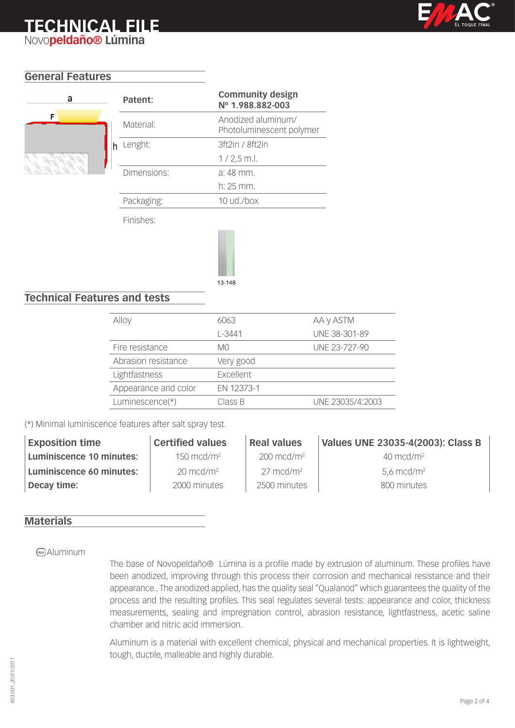# TECHNICAL FILE

Novo**peldaño® Lúmina**

## General Features

| | |
|---|---|
| **Patent:** | **Community design Nº 1.988.882-003** |
| Material: | Anodized aluminum/ Photoluminescent polymer |
| Lenght: | 3ft2in / 8ft2in |
| | 1 / 2,5 m.l. |
| Dimensions: | a: 48 mm. |
| | h: 25 mm. |
| Packaging: | 10 ud./box |

Finishes:

13-148

## Technical Features and tests

| | | |
|---|---|---|
| Alloy | 6063 | AA y ASTM |
| | L-3441 | UNE 38-301-89 |
| Fire resistance | M0 | UNE 23-727-90 |
| Abrasion resistance | Very good | |
| Lightfastness | Excellent | |
| Appearance and color | EN 12373-1 | |
| Luminescence(*) | Class B | UNE 23035/4:2003 |

(*) Minimal luminiscence features after salt spray test.

| **Exposition time** | **Certified values** | **Real values** | **Values UNE 23035-4(2003): Class B** |
|---|---|---|---|
| **Luminiscence 10 minutes:** | 150 mcd/m² | 200 mcd/m² | 40 mcd/m² |
| **Luminiscence 60 minutes:** | 20 mcd/m² | 27 mcd/m² | 5,6 mcd/m² |
| **Decay time:** | 2000 minutes | 2500 minutes | 800 minutes |

## Materials

Aluminum

The base of Novopeldaño® Lúmina is a profile made by extrusion of aluminum. These profiles have been anodized, improving through this process their corrosion and mechanical resistance and their appearance.. The anodized applied, has the quality seal "Qualanod" which guarantees the quality of the process and the resulting profiles. This seal regulates several tests: appearance and color, thickness measurements, sealing and impregnation control, abrasion resistance, lightfastness, acetic saline chamber and nitric acid immersion.

Aluminum is a material with excellent chemical, physical and mechanical properties. It is lightweight, tough, ductile, malleable and highly durable.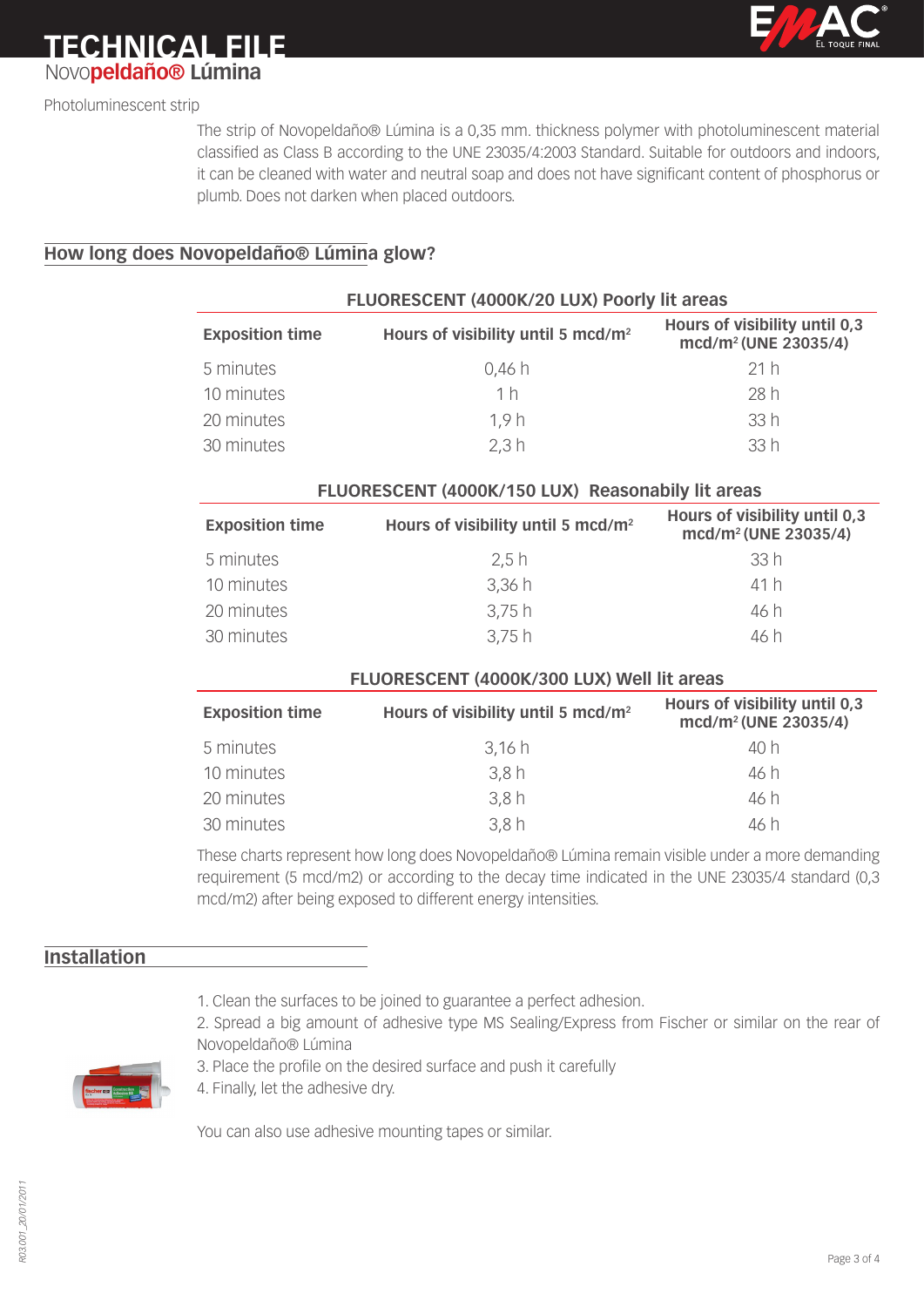# TECHNICAL FILE

## Novo**peldaño®** **Lúmina**

Photoluminescent strip

The strip of Novopeldaño® Lúmina is a 0,35 mm. thickness polymer with photoluminescent material classified as Class B according to the UNE 23035/4:2003 Standard. Suitable for outdoors and indoors, it can be cleaned with water and neutral soap and does not have significant content of phosphorus or plumb. Does not darken when placed outdoors.

## How long does Novopeldaño® Lúmina glow?

**FLUORESCENT (4000K/20 LUX) Poorly lit areas**

| Exposition time | Hours of visibility until 5 mcd/m² | Hours of visibility until 0,3 mcd/m² (UNE 23035/4) |
|---|---|---|
| 5 minutes | 0,46 h | 21 h |
| 10 minutes | 1 h | 28 h |
| 20 minutes | 1,9 h | 33 h |
| 30 minutes | 2,3 h | 33 h |

**FLUORESCENT (4000K/150 LUX) Reasonabily lit areas**

| Exposition time | Hours of visibility until 5 mcd/m² | Hours of visibility until 0,3 mcd/m² (UNE 23035/4) |
|---|---|---|
| 5 minutes | 2,5 h | 33 h |
| 10 minutes | 3,36 h | 41 h |
| 20 minutes | 3,75 h | 46 h |
| 30 minutes | 3,75 h | 46 h |

**FLUORESCENT (4000K/300 LUX) Well lit areas**

| Exposition time | Hours of visibility until 5 mcd/m² | Hours of visibility until 0,3 mcd/m² (UNE 23035/4) |
|---|---|---|
| 5 minutes | 3,16 h | 40 h |
| 10 minutes | 3,8 h | 46 h |
| 20 minutes | 3,8 h | 46 h |
| 30 minutes | 3,8 h | 46 h |

These charts represent how long does Novopeldaño® Lúmina remain visible under a more demanding requirement (5 mcd/m2) or according to the decay time indicated in the UNE 23035/4 standard (0,3 mcd/m2) after being exposed to different energy intensities.

## Installation

1. Clean the surfaces to be joined to guarantee a perfect adhesion.
2. Spread a big amount of adhesive type MS Sealing/Express from Fischer or similar on the rear of Novopeldaño® Lúmina
3. Place the profile on the desired surface and push it carefully
4. Finally, let the adhesive dry.

You can also use adhesive mounting tapes or similar.

R03.001_20/01/2011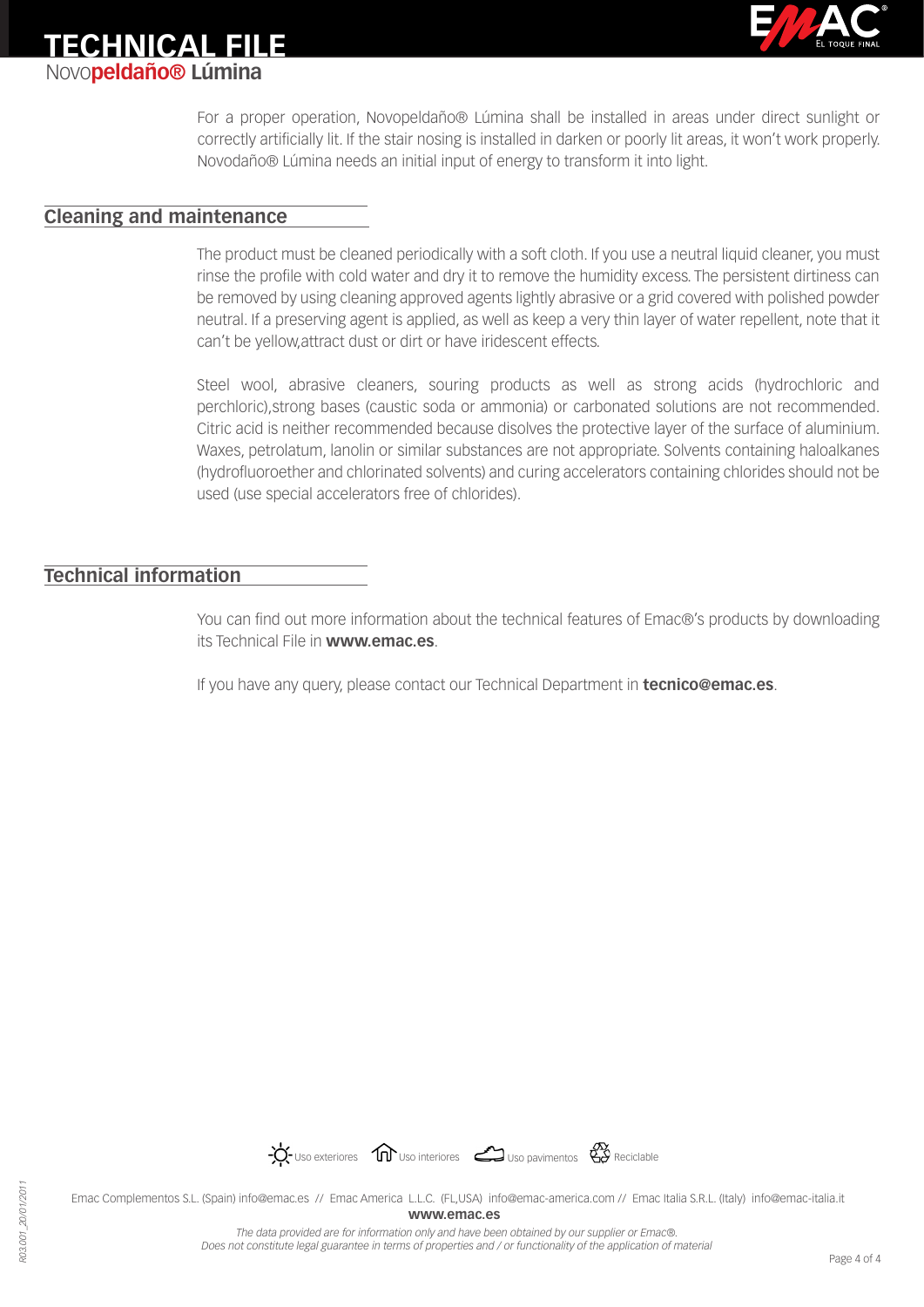For a proper operation, Novopeldaño® Lúmina shall be installed in areas under direct sunlight or correctly artificially lit. If the stair nosing is installed in darken or poorly lit areas, it won't work properly. Novodaño® Lúmina needs an initial input of energy to transform it into light.

## Cleaning and maintenance

The product must be cleaned periodically with a soft cloth. If you use a neutral liquid cleaner, you must rinse the profile with cold water and dry it to remove the humidity excess. The persistent dirtiness can be removed by using cleaning approved agents lightly abrasive or a grid covered with polished powder neutral. If a preserving agent is applied, as well as keep a very thin layer of water repellent, note that it can't be yellow,attract dust or dirt or have iridescent effects.

Steel wool, abrasive cleaners, souring products as well as strong acids (hydrochloric and perchloric),strong bases (caustic soda or ammonia) or carbonated solutions are not recommended. Citric acid is neither recommended because disolves the protective layer of the surface of aluminium. Waxes, petrolatum, lanolin or similar substances are not appropriate. Solvents containing haloalkanes (hydrofluoroether and chlorinated solvents) and curing accelerators containing chlorides should not be used (use special accelerators free of chlorides).

## Technical information

You can find out more information about the technical features of Emac®'s products by downloading its Technical File in **www.emac.es**.

If you have any query, please contact our Technical Department in **tecnico@emac.es**.

Uso exteriores   Uso interiores   Uso pavimentos   Reciclable

Emac Complementos S.L. (Spain) info@emac.es // Emac America L.L.C. (FL,USA) info@emac-america.com // Emac Italia S.R.L. (Italy) info@emac-italia.it
**www.emac.es**

*The data provided are for information only and have been obtained by our supplier or Emac®.*
*Does not constitute legal guarantee in terms of properties and / or functionality of the application of material*